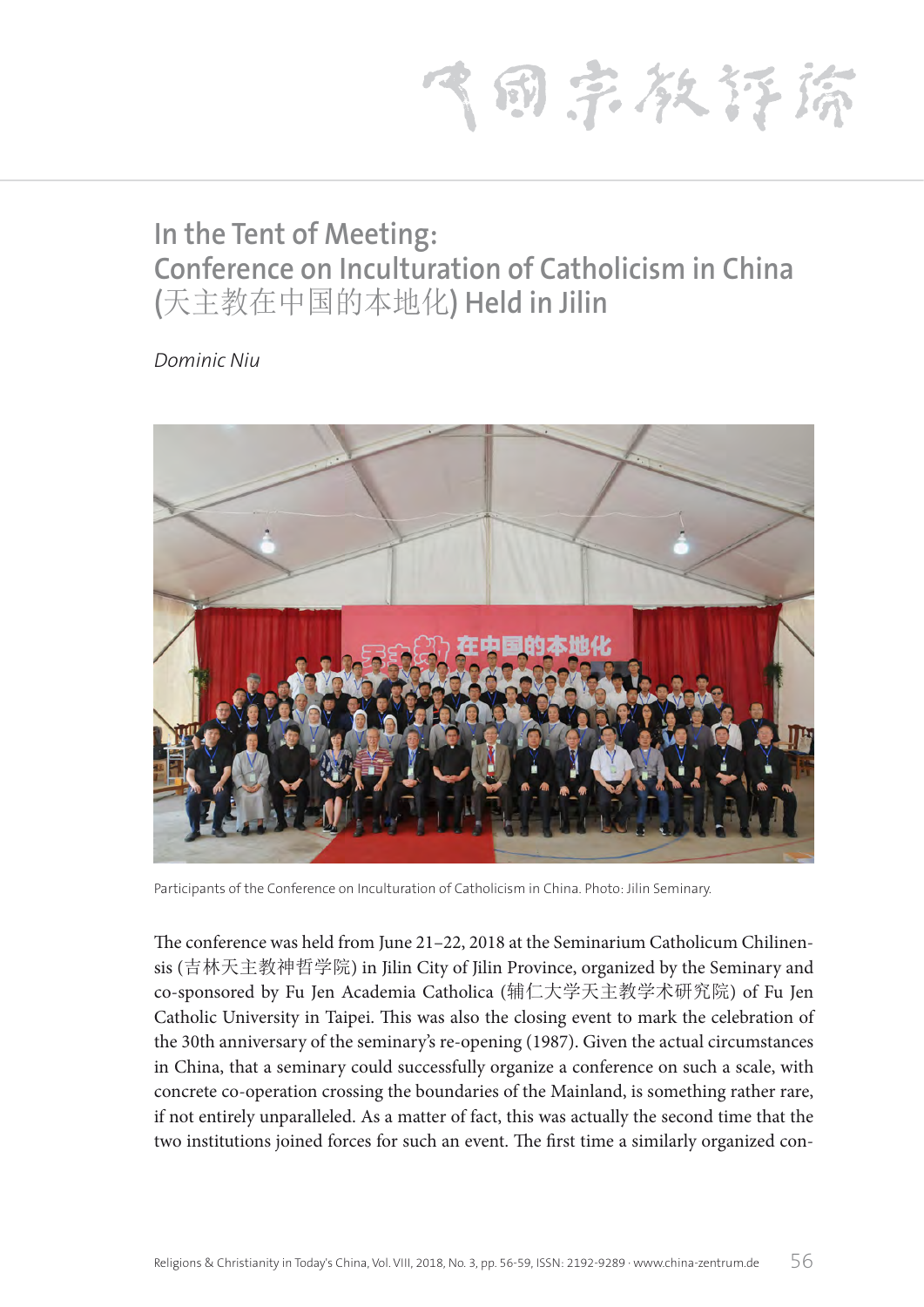# In the Tent of Meeting: Conference on Inculturation of Catholicism in China (天主教在中国的本地化) Held in Jilin

*Dominic Niu*

Participants of the Conference on Inculturation of Catholicism in China. Photo: Jilin Seminary.

The conference was held from June 21–22, 2018 at the Seminarium Catholicum Chilinensis (吉林天主教神哲学院) in Jilin City of Jilin Province, organized by the Seminary and co-sponsored by Fu Jen Academia Catholica (辅仁大学天主教学术研究院) of Fu Jen Catholic University in Taipei. This was also the closing event to mark the celebration of the 30th anniversary of the seminary's re-opening (1987). Given the actual circumstances in China, that a seminary could successfully organize a conference on such a scale, with concrete co-operation crossing the boundaries of the Mainland, is something rather rare, if not entirely unparalleled. As a matter of fact, this was actually the second time that the two institutions joined forces for such an event. The first time a similarly organized con-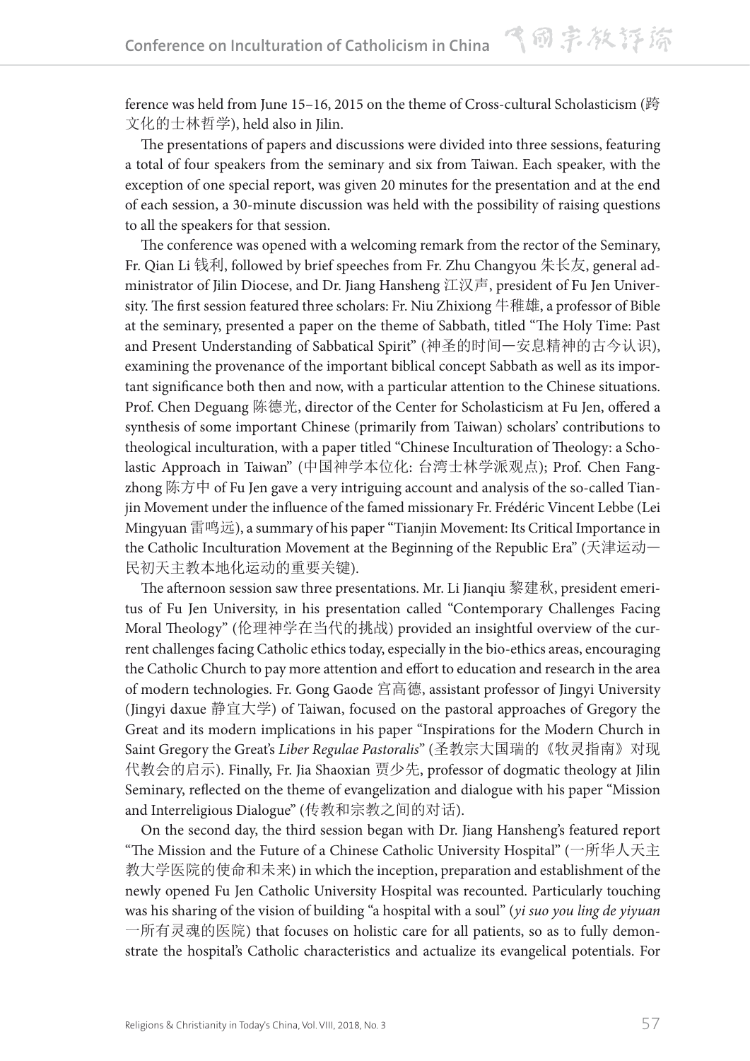ference was held from June 15–16, 2015 on the theme of Cross-cultural Scholasticism (跨文化的士林哲学), held also in Jilin.

The presentations of papers and discussions were divided into three sessions, featuring a total of four speakers from the seminary and six from Taiwan. Each speaker, with the exception of one special report, was given 20 minutes for the presentation and at the end of each session, a 30-minute discussion was held with the possibility of raising questions to all the speakers for that session.

The conference was opened with a welcoming remark from the rector of the Seminary, Fr. Qian Li 钱利, followed by brief speeches from Fr. Zhu Changyou 朱长友, general administrator of Jilin Diocese, and Dr. Jiang Hansheng 江汉声, president of Fu Jen University. The first session featured three scholars: Fr. Niu Zhixiong 牛稚雄, a professor of Bible at the seminary, presented a paper on the theme of Sabbath, titled "The Holy Time: Past and Present Understanding of Sabbatical Spirit" (神圣的时间—安息精神的古今认识), examining the provenance of the important biblical concept Sabbath as well as its important significance both then and now, with a particular attention to the Chinese situations. Prof. Chen Deguang 陈德光, director of the Center for Scholasticism at Fu Jen, offered a synthesis of some important Chinese (primarily from Taiwan) scholars' contributions to theological inculturation, with a paper titled "Chinese Inculturation of Theology: a Scholastic Approach in Taiwan" (中国神学本位化: 台湾士林学派观点); Prof. Chen Fangzhong 陈方中 of Fu Jen gave a very intriguing account and analysis of the so-called Tianjin Movement under the influence of the famed missionary Fr. Frédéric Vincent Lebbe (Lei Mingyuan 雷鸣远), a summary of his paper "Tianjin Movement: Its Critical Importance in the Catholic Inculturation Movement at the Beginning of the Republic Era" (天津运动—民初天主教本地化运动的重要关键).

The afternoon session saw three presentations. Mr. Li Jianqiu 黎建秋, president emeritus of Fu Jen University, in his presentation called "Contemporary Challenges Facing Moral Theology" (伦理神学在当代的挑战) provided an insightful overview of the current challenges facing Catholic ethics today, especially in the bio-ethics areas, encouraging the Catholic Church to pay more attention and effort to education and research in the area of modern technologies. Fr. Gong Gaode 宫高德, assistant professor of Jingyi University (Jingyi daxue 静宜大学) of Taiwan, focused on the pastoral approaches of Gregory the Great and its modern implications in his paper "Inspirations for the Modern Church in Saint Gregory the Great's *Liber Regulae Pastoralis*" (圣教宗大国瑞的《牧灵指南》对现代教会的启示). Finally, Fr. Jia Shaoxian 贾少先, professor of dogmatic theology at Jilin Seminary, reflected on the theme of evangelization and dialogue with his paper "Mission and Interreligious Dialogue" (传教和宗教之间的对话).

On the second day, the third session began with Dr. Jiang Hansheng's featured report "The Mission and the Future of a Chinese Catholic University Hospital" (一所华人天主教大学医院的使命和未来) in which the inception, preparation and establishment of the newly opened Fu Jen Catholic University Hospital was recounted. Particularly touching was his sharing of the vision of building "a hospital with a soul" (*yi suo you ling de yiyuan* 一所有灵魂的医院) that focuses on holistic care for all patients, so as to fully demonstrate the hospital's Catholic characteristics and actualize its evangelical potentials. For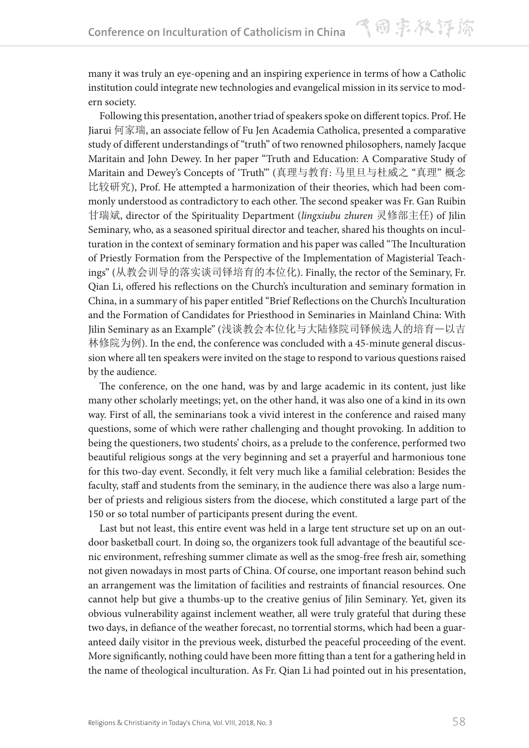many it was truly an eye-opening and an inspiring experience in terms of how a Catholic institution could integrate new technologies and evangelical mission in its service to modern society.

Following this presentation, another triad of speakers spoke on different topics. Prof. He Jiarui 何家瑞, an associate fellow of Fu Jen Academia Catholica, presented a comparative study of different understandings of "truth" of two renowned philosophers, namely Jacque Maritain and John Dewey. In her paper "Truth and Education: A Comparative Study of Maritain and Dewey's Concepts of 'Truth'" (真理与教育: 马里旦与杜威之 "真理" 概念比较研究), Prof. He attempted a harmonization of their theories, which had been commonly understood as contradictory to each other. The second speaker was Fr. Gan Ruibin 甘瑞斌, director of the Spirituality Department (*lingxiubu zhuren* 灵修部主任) of Jilin Seminary, who, as a seasoned spiritual director and teacher, shared his thoughts on inculturation in the context of seminary formation and his paper was called "The Inculturation of Priestly Formation from the Perspective of the Implementation of Magisterial Teachings" (从教会训导的落实谈司铎培育的本位化). Finally, the rector of the Seminary, Fr. Qian Li, offered his reflections on the Church's inculturation and seminary formation in China, in a summary of his paper entitled "Brief Reflections on the Church's Inculturation and the Formation of Candidates for Priesthood in Seminaries in Mainland China: With Jilin Seminary as an Example" (浅谈教会本位化与大陆修院司铎候选人的培育—以吉林修院为例). In the end, the conference was concluded with a 45-minute general discussion where all ten speakers were invited on the stage to respond to various questions raised by the audience.

The conference, on the one hand, was by and large academic in its content, just like many other scholarly meetings; yet, on the other hand, it was also one of a kind in its own way. First of all, the seminarians took a vivid interest in the conference and raised many questions, some of which were rather challenging and thought provoking. In addition to being the questioners, two students' choirs, as a prelude to the conference, performed two beautiful religious songs at the very beginning and set a prayerful and harmonious tone for this two-day event. Secondly, it felt very much like a familial celebration: Besides the faculty, staff and students from the seminary, in the audience there was also a large number of priests and religious sisters from the diocese, which constituted a large part of the 150 or so total number of participants present during the event.

Last but not least, this entire event was held in a large tent structure set up on an outdoor basketball court. In doing so, the organizers took full advantage of the beautiful scenic environment, refreshing summer climate as well as the smog-free fresh air, something not given nowadays in most parts of China. Of course, one important reason behind such an arrangement was the limitation of facilities and restraints of financial resources. One cannot help but give a thumbs-up to the creative genius of Jilin Seminary. Yet, given its obvious vulnerability against inclement weather, all were truly grateful that during these two days, in defiance of the weather forecast, no torrential storms, which had been a guaranteed daily visitor in the previous week, disturbed the peaceful proceeding of the event. More significantly, nothing could have been more fitting than a tent for a gathering held in the name of theological inculturation. As Fr. Qian Li had pointed out in his presentation,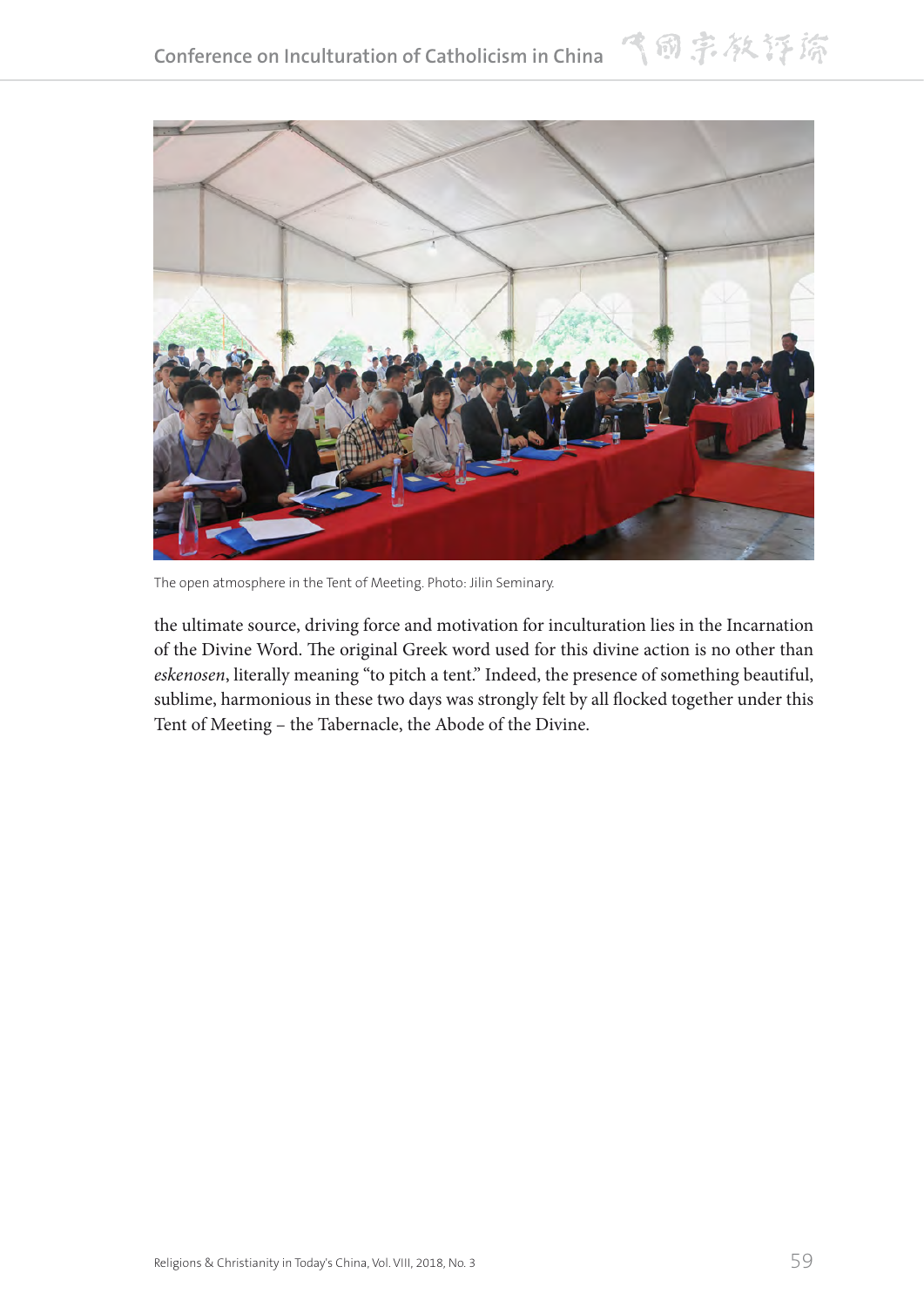The open atmosphere in the Tent of Meeting. Photo: Jilin Seminary.

the ultimate source, driving force and motivation for inculturation lies in the Incarnation of the Divine Word. The original Greek word used for this divine action is no other than *eskenosen*, literally meaning "to pitch a tent." Indeed, the presence of something beautiful, sublime, harmonious in these two days was strongly felt by all flocked together under this Tent of Meeting – the Tabernacle, the Abode of the Divine.